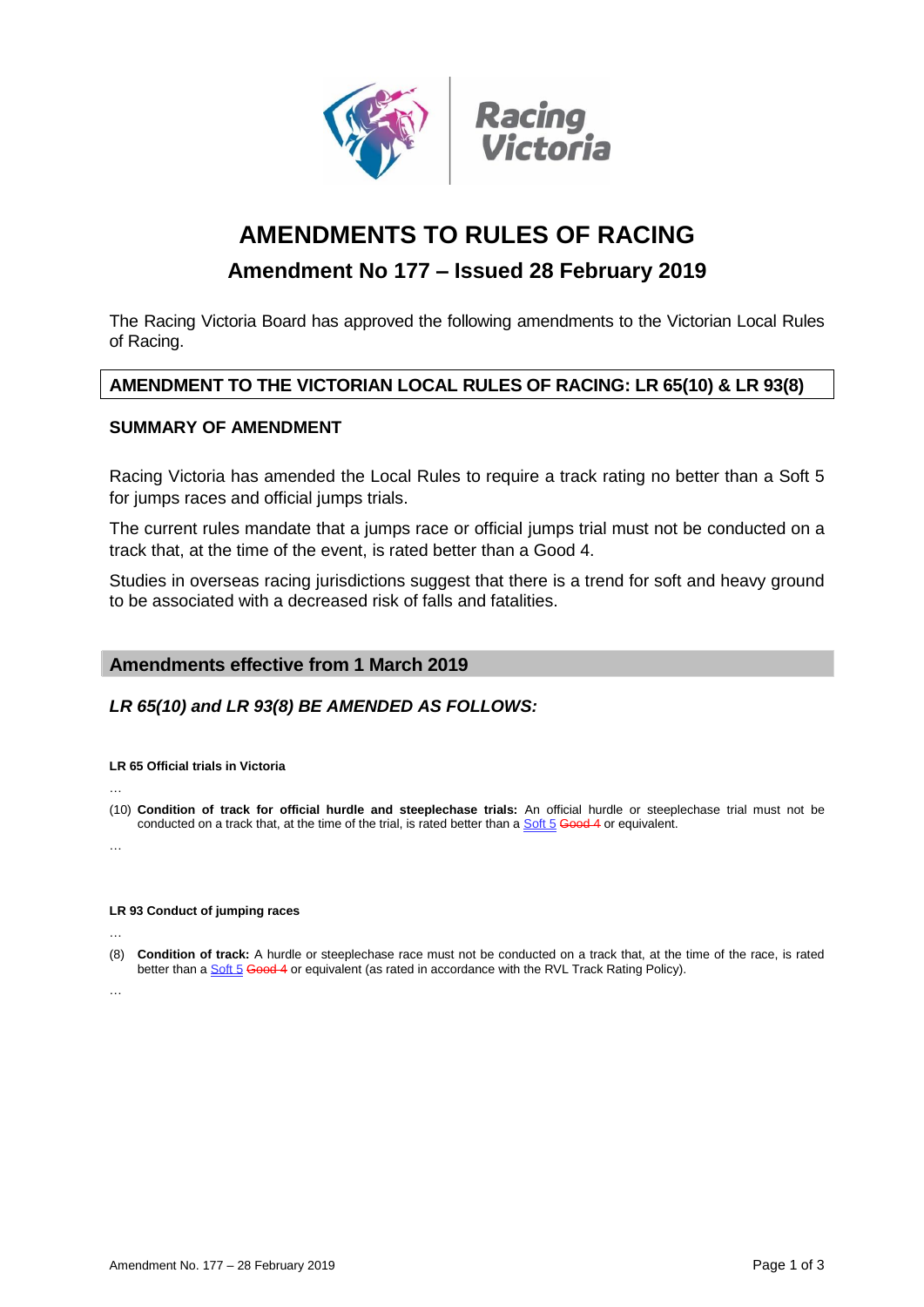# AMENDMENTS TO RULES OF RACING

## Amendment No 177 – Issued 28 February 2019

The Racing Victoria Board has approved the following amendments to the Victorian Local Rules of Racing.

### AMENDMENT TO THE VICTORIAN LOCAL RULES OF RACING: LR 65(10) & LR 93(8)

### SUMMARY OF AMENDMENT

Racing Victoria has amended the Local Rules to require a track rating no better than a Soft 5 for jumps races and official jumps trials.

The current rules mandate that a jumps race or official jumps trial must not be conducted on a track that, at the time of the event, is rated better than a Good 4.

Studies in overseas racing jurisdictions suggest that there is a trend for soft and heavy ground to be associated with a decreased risk of falls and fatalities.

### Amendments effective from 1 March 2019

***LR 65(10) and LR 93(8) BE AMENDED AS FOLLOWS:***

**LR 65 Official trials in Victoria**

…

(10) **Condition of track for official hurdle and steeplechase trials:** An official hurdle or steeplechase trial must not be conducted on a track that, at the time of the trial, is rated better than a <u>Soft 5</u> ~~Good 4~~ or equivalent.

…

**LR 93 Conduct of jumping races**

…

(8) **Condition of track:** A hurdle or steeplechase race must not be conducted on a track that, at the time of the race, is rated better than a <u>Soft 5</u> ~~Good 4~~ or equivalent (as rated in accordance with the RVL Track Rating Policy).

…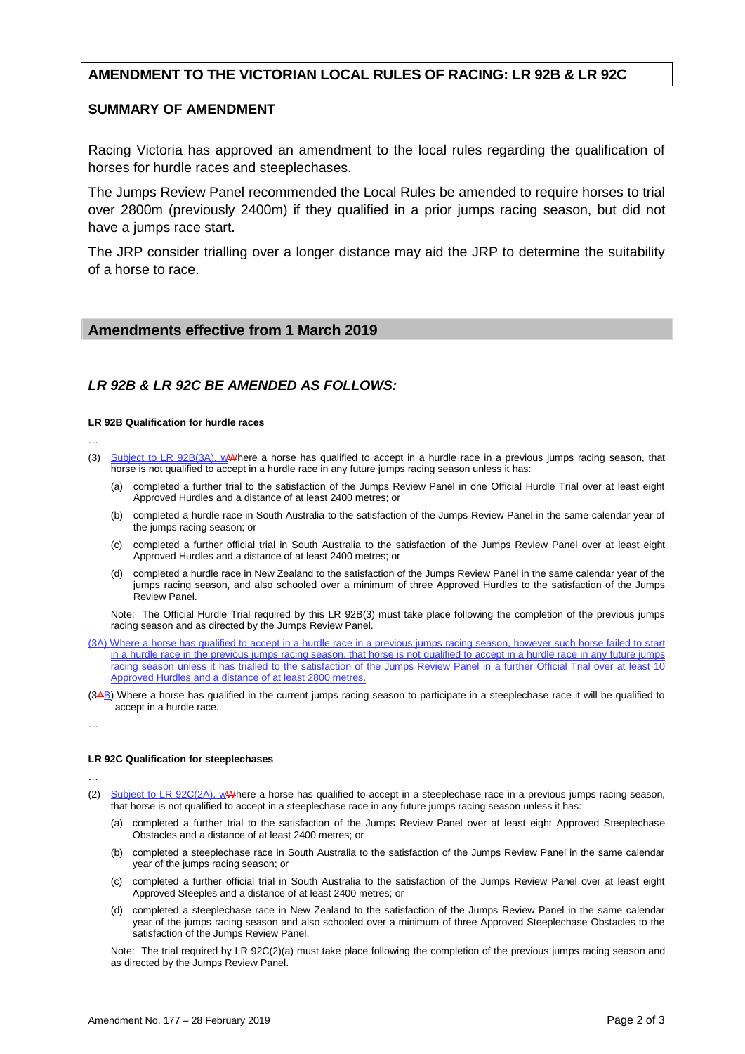## AMENDMENT TO THE VICTORIAN LOCAL RULES OF RACING: LR 92B & LR 92C

### SUMMARY OF AMENDMENT

Racing Victoria has approved an amendment to the local rules regarding the qualification of horses for hurdle races and steeplechases.

The Jumps Review Panel recommended the Local Rules be amended to require horses to trial over 2800m (previously 2400m) if they qualified in a prior jumps racing season, but did not have a jumps race start.

The JRP consider trialling over a longer distance may aid the JRP to determine the suitability of a horse to race.

## Amendments effective from 1 March 2019

### *LR 92B & LR 92C BE AMENDED AS FOLLOWS:*

**LR 92B Qualification for hurdle races**

…

(3) Subject to LR 92B(3A), wWhere a horse has qualified to accept in a hurdle race in a previous jumps racing season, that horse is not qualified to accept in a hurdle race in any future jumps racing season unless it has:

(a) completed a further trial to the satisfaction of the Jumps Review Panel in one Official Hurdle Trial over at least eight Approved Hurdles and a distance of at least 2400 metres; or

(b) completed a hurdle race in South Australia to the satisfaction of the Jumps Review Panel in the same calendar year of the jumps racing season; or

(c) completed a further official trial in South Australia to the satisfaction of the Jumps Review Panel over at least eight Approved Hurdles and a distance of at least 2400 metres; or

(d) completed a hurdle race in New Zealand to the satisfaction of the Jumps Review Panel in the same calendar year of the jumps racing season, and also schooled over a minimum of three Approved Hurdles to the satisfaction of the Jumps Review Panel.

Note: The Official Hurdle Trial required by this LR 92B(3) must take place following the completion of the previous jumps racing season and as directed by the Jumps Review Panel.

(3A) Where a horse has qualified to accept in a hurdle race in a previous jumps racing season, however such horse failed to start in a hurdle race in the previous jumps racing season, that horse is not qualified to accept in a hurdle race in any future jumps racing season unless it has trialled to the satisfaction of the Jumps Review Panel in a further Official Trial over at least 10 Approved Hurdles and a distance of at least 2800 metres.

(3AB) Where a horse has qualified in the current jumps racing season to participate in a steeplechase race it will be qualified to accept in a hurdle race.

…

**LR 92C Qualification for steeplechases**

…

(2) Subject to LR 92C(2A), wWhere a horse has qualified to accept in a steeplechase race in a previous jumps racing season, that horse is not qualified to accept in a steeplechase race in any future jumps racing season unless it has:

(a) completed a further trial to the satisfaction of the Jumps Review Panel over at least eight Approved Steeplechase Obstacles and a distance of at least 2400 metres; or

(b) completed a steeplechase race in South Australia to the satisfaction of the Jumps Review Panel in the same calendar year of the jumps racing season; or

(c) completed a further official trial in South Australia to the satisfaction of the Jumps Review Panel over at least eight Approved Steeples and a distance of at least 2400 metres; or

(d) completed a steeplechase race in New Zealand to the satisfaction of the Jumps Review Panel in the same calendar year of the jumps racing season and also schooled over a minimum of three Approved Steeplechase Obstacles to the satisfaction of the Jumps Review Panel.

Note: The trial required by LR 92C(2)(a) must take place following the completion of the previous jumps racing season and as directed by the Jumps Review Panel.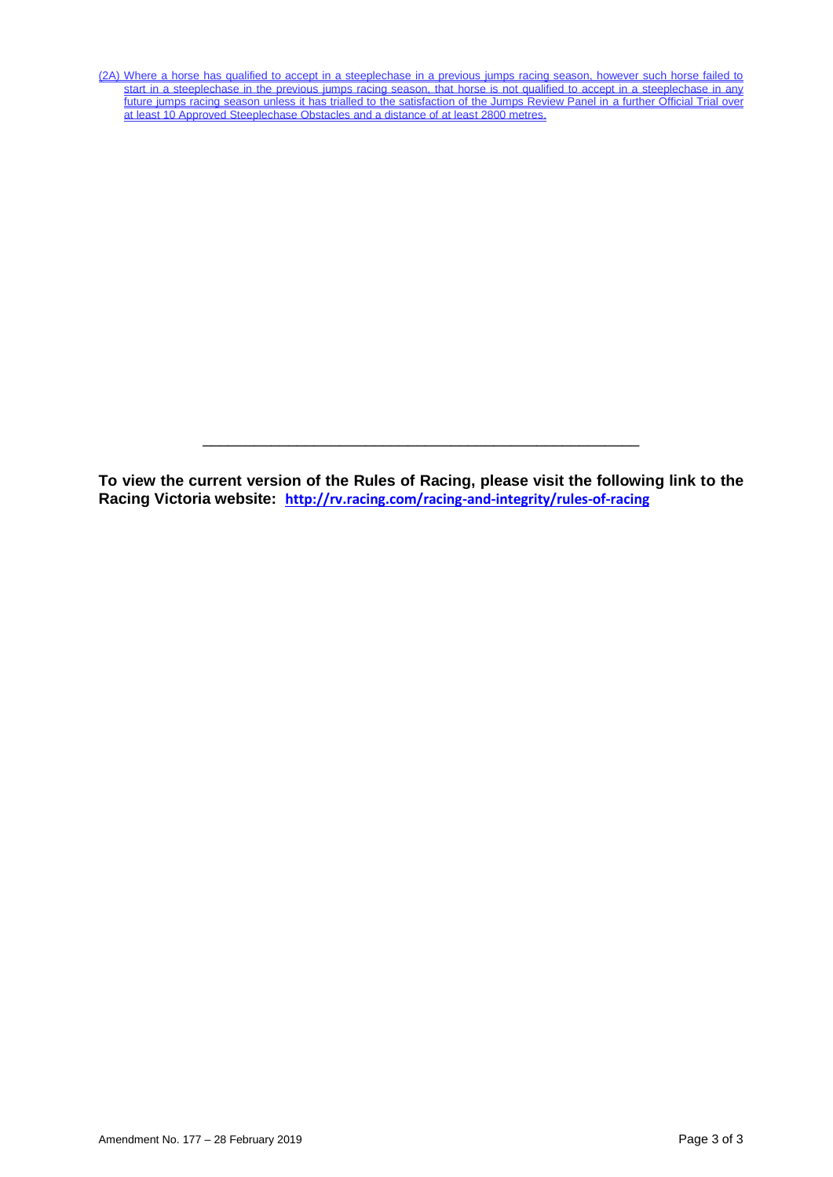(2A) Where a horse has qualified to accept in a steeplechase in a previous jumps racing season, however such horse failed to start in a steeplechase in the previous jumps racing season, that horse is not qualified to accept in a steeplechase in any future jumps racing season unless it has trialled to the satisfaction of the Jumps Review Panel in a further Official Trial over at least 10 Approved Steeplechase Obstacles and a distance of at least 2800 metres.

---

**To view the current version of the Rules of Racing, please visit the following link to the Racing Victoria website: http://rv.racing.com/racing-and-integrity/rules-of-racing**

Amendment No. 177 – 28 February 2019